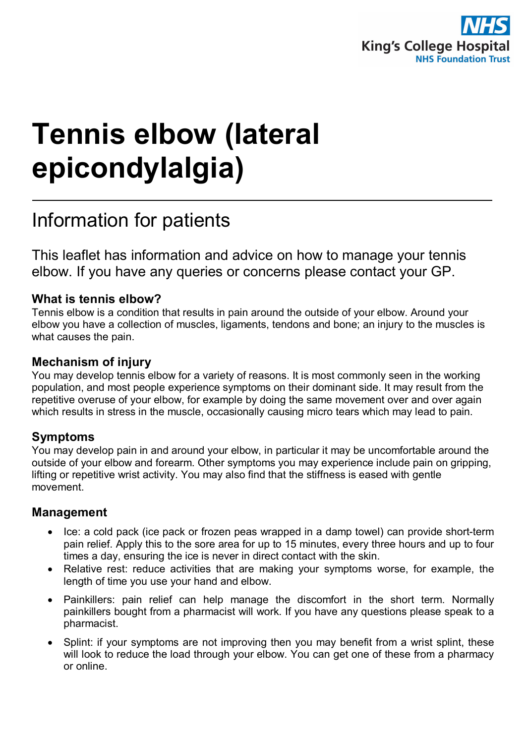NHS King's College Hospital NHS Foundation Trust

# Tennis elbow (lateral epicondylalgia)

## Information for patients

This leaflet has information and advice on how to manage your tennis elbow. If you have any queries or concerns please contact your GP.

### What is tennis elbow?

Tennis elbow is a condition that results in pain around the outside of your elbow. Around your elbow you have a collection of muscles, ligaments, tendons and bone; an injury to the muscles is what causes the pain.

### Mechanism of injury

You may develop tennis elbow for a variety of reasons. It is most commonly seen in the working population, and most people experience symptoms on their dominant side. It may result from the repetitive overuse of your elbow, for example by doing the same movement over and over again which results in stress in the muscle, occasionally causing micro tears which may lead to pain.

### Symptoms

You may develop pain in and around your elbow, in particular it may be uncomfortable around the outside of your elbow and forearm. Other symptoms you may experience include pain on gripping, lifting or repetitive wrist activity. You may also find that the stiffness is eased with gentle movement.

### Management

- Ice: a cold pack (ice pack or frozen peas wrapped in a damp towel) can provide short-term pain relief. Apply this to the sore area for up to 15 minutes, every three hours and up to four times a day, ensuring the ice is never in direct contact with the skin.
- Relative rest: reduce activities that are making your symptoms worse, for example, the length of time you use your hand and elbow.
- Painkillers: pain relief can help manage the discomfort in the short term. Normally painkillers bought from a pharmacist will work. If you have any questions please speak to a pharmacist.
- Splint: if your symptoms are not improving then you may benefit from a wrist splint, these will look to reduce the load through your elbow. You can get one of these from a pharmacy or online.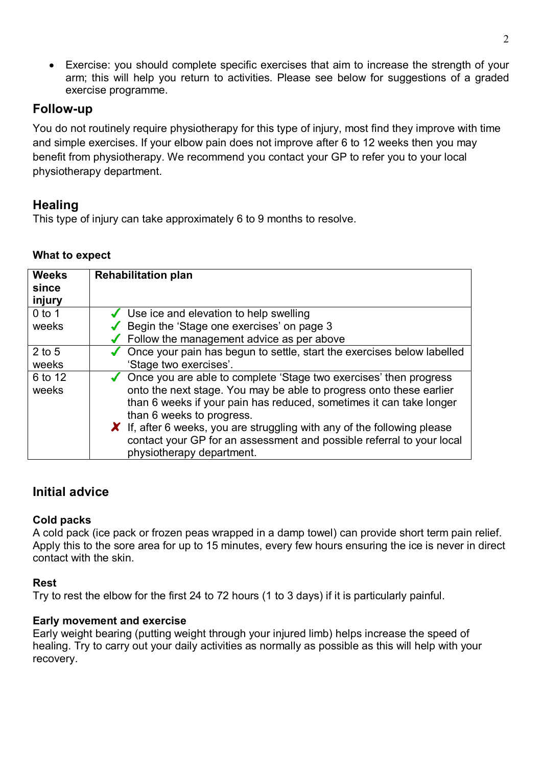- Exercise: you should complete specific exercises that aim to increase the strength of your arm; this will help you return to activities. Please see below for suggestions of a graded exercise programme.

## Follow-up

You do not routinely require physiotherapy for this type of injury, most find they improve with time and simple exercises. If your elbow pain does not improve after 6 to 12 weeks then you may benefit from physiotherapy. We recommend you contact your GP to refer you to your local physiotherapy department.

## Healing

This type of injury can take approximately 6 to 9 months to resolve.

**What to expect**

| Weeks since injury | Rehabilitation plan |
|---|---|
| 0 to 1 weeks | ✓ Use ice and elevation to help swelling<br>✓ Begin the 'Stage one exercises' on page 3<br>✓ Follow the management advice as per above |
| 2 to 5 weeks | ✓ Once your pain has begun to settle, start the exercises below labelled 'Stage two exercises'. |
| 6 to 12 weeks | ✓ Once you are able to complete 'Stage two exercises' then progress onto the next stage. You may be able to progress onto these earlier than 6 weeks if your pain has reduced, sometimes it can take longer than 6 weeks to progress.<br>✗ If, after 6 weeks, you are struggling with any of the following please contact your GP for an assessment and possible referral to your local physiotherapy department. |

## Initial advice

**Cold packs**

A cold pack (ice pack or frozen peas wrapped in a damp towel) can provide short term pain relief. Apply this to the sore area for up to 15 minutes, every few hours ensuring the ice is never in direct contact with the skin.

**Rest**

Try to rest the elbow for the first 24 to 72 hours (1 to 3 days) if it is particularly painful.

**Early movement and exercise**

Early weight bearing (putting weight through your injured limb) helps increase the speed of healing. Try to carry out your daily activities as normally as possible as this will help with your recovery.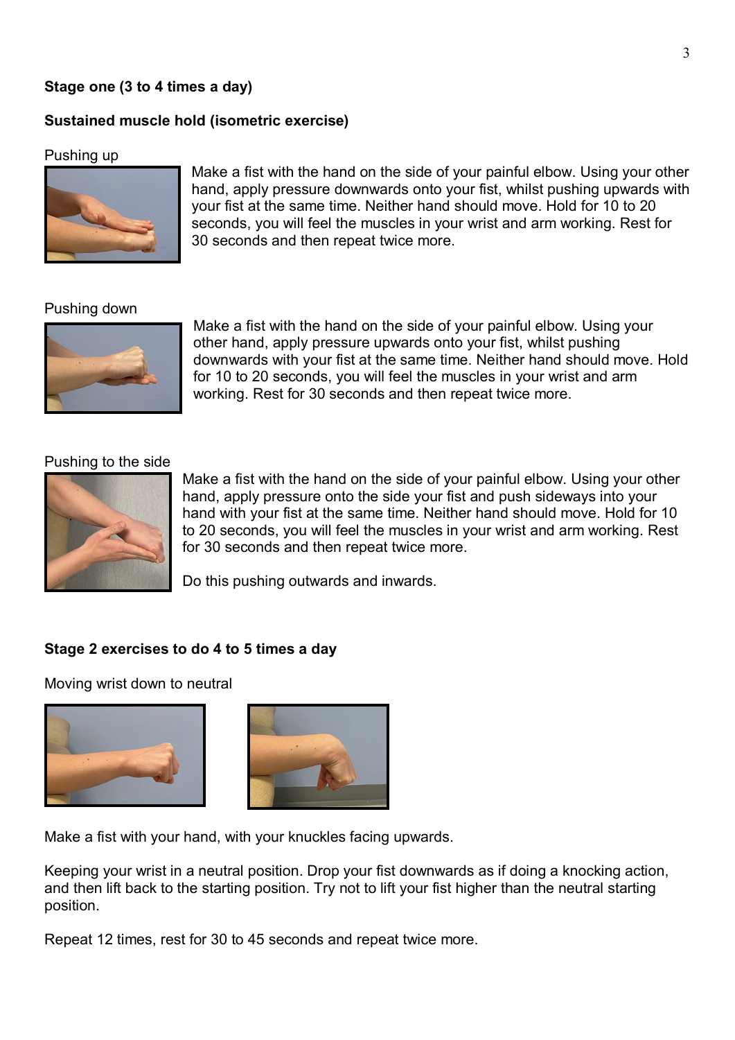**Stage one (3 to 4 times a day)**

**Sustained muscle hold (isometric exercise)**

Pushing up

Make a fist with the hand on the side of your painful elbow. Using your other hand, apply pressure downwards onto your fist, whilst pushing upwards with your fist at the same time. Neither hand should move. Hold for 10 to 20 seconds, you will feel the muscles in your wrist and arm working. Rest for 30 seconds and then repeat twice more.

Pushing down

Make a fist with the hand on the side of your painful elbow. Using your other hand, apply pressure upwards onto your fist, whilst pushing downwards with your fist at the same time. Neither hand should move. Hold for 10 to 20 seconds, you will feel the muscles in your wrist and arm working. Rest for 30 seconds and then repeat twice more.

Pushing to the side

Make a fist with the hand on the side of your painful elbow. Using your other hand, apply pressure onto the side your fist and push sideways into your hand with your fist at the same time. Neither hand should move. Hold for 10 to 20 seconds, you will feel the muscles in your wrist and arm working. Rest for 30 seconds and then repeat twice more.

Do this pushing outwards and inwards.

**Stage 2 exercises to do 4 to 5 times a day**

Moving wrist down to neutral

Make a fist with your hand, with your knuckles facing upwards.

Keeping your wrist in a neutral position. Drop your fist downwards as if doing a knocking action, and then lift back to the starting position. Try not to lift your fist higher than the neutral starting position.

Repeat 12 times, rest for 30 to 45 seconds and repeat twice more.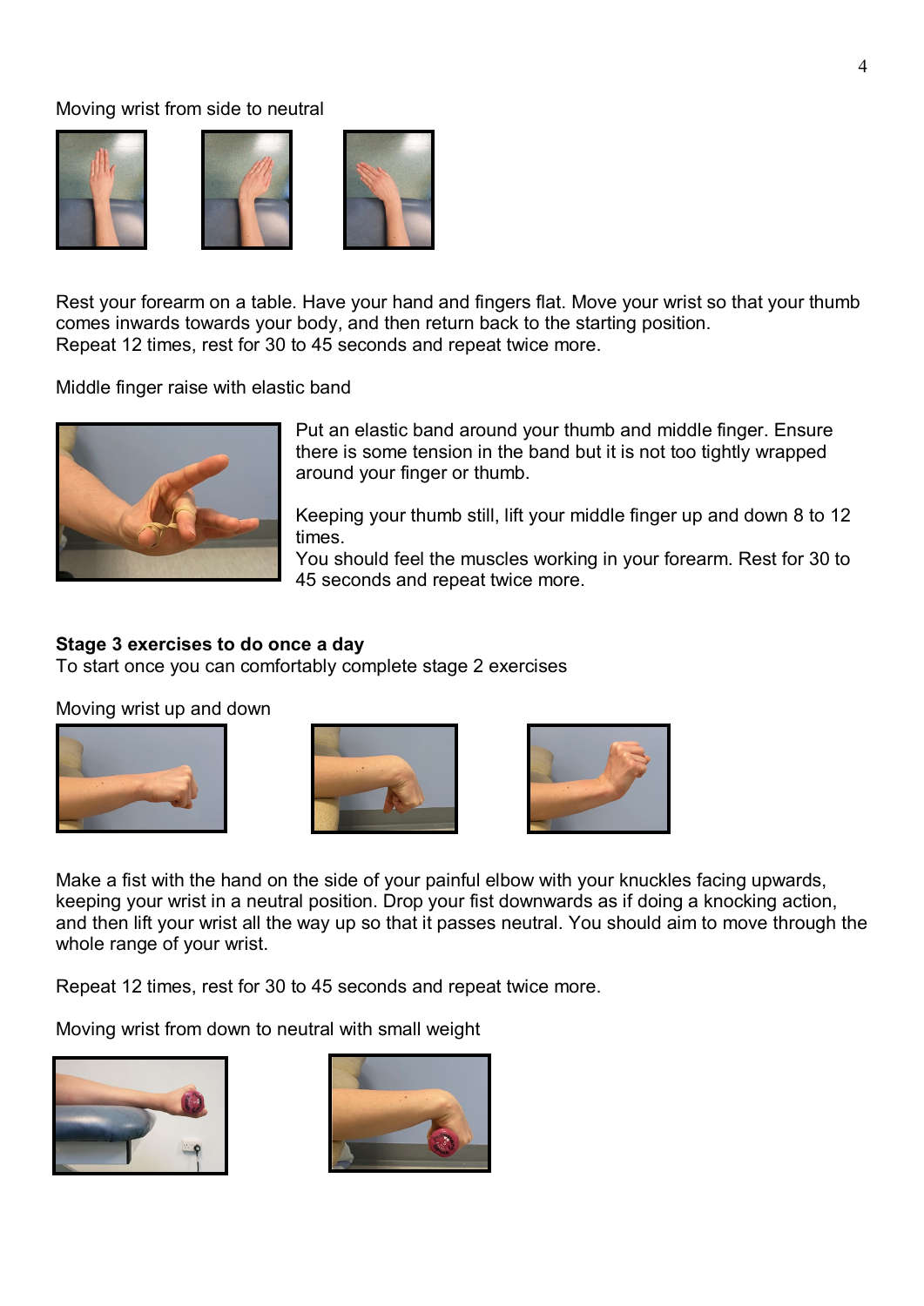Moving wrist from side to neutral

Rest your forearm on a table. Have your hand and fingers flat. Move your wrist so that your thumb comes inwards towards your body, and then return back to the starting position.
Repeat 12 times, rest for 30 to 45 seconds and repeat twice more.

Middle finger raise with elastic band

Put an elastic band around your thumb and middle finger. Ensure there is some tension in the band but it is not too tightly wrapped around your finger or thumb.

Keeping your thumb still, lift your middle finger up and down 8 to 12 times.
You should feel the muscles working in your forearm. Rest for 30 to 45 seconds and repeat twice more.

**Stage 3 exercises to do once a day**
To start once you can comfortably complete stage 2 exercises

Moving wrist up and down

Make a fist with the hand on the side of your painful elbow with your knuckles facing upwards, keeping your wrist in a neutral position. Drop your fist downwards as if doing a knocking action, and then lift your wrist all the way up so that it passes neutral. You should aim to move through the whole range of your wrist.

Repeat 12 times, rest for 30 to 45 seconds and repeat twice more.

Moving wrist from down to neutral with small weight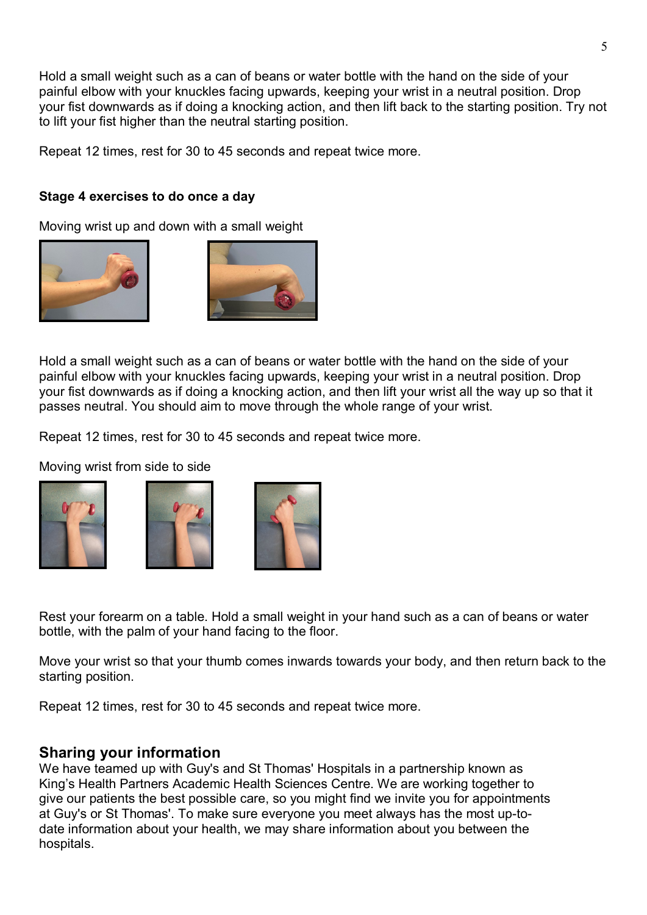Hold a small weight such as a can of beans or water bottle with the hand on the side of your painful elbow with your knuckles facing upwards, keeping your wrist in a neutral position. Drop your fist downwards as if doing a knocking action, and then lift back to the starting position. Try not to lift your fist higher than the neutral starting position.

Repeat 12 times, rest for 30 to 45 seconds and repeat twice more.

**Stage 4 exercises to do once a day**

Moving wrist up and down with a small weight

Hold a small weight such as a can of beans or water bottle with the hand on the side of your painful elbow with your knuckles facing upwards, keeping your wrist in a neutral position. Drop your fist downwards as if doing a knocking action, and then lift your wrist all the way up so that it passes neutral. You should aim to move through the whole range of your wrist.

Repeat 12 times, rest for 30 to 45 seconds and repeat twice more.

Moving wrist from side to side

Rest your forearm on a table. Hold a small weight in your hand such as a can of beans or water bottle, with the palm of your hand facing to the floor.

Move your wrist so that your thumb comes inwards towards your body, and then return back to the starting position.

Repeat 12 times, rest for 30 to 45 seconds and repeat twice more.

## Sharing your information

We have teamed up with Guy's and St Thomas' Hospitals in a partnership known as King's Health Partners Academic Health Sciences Centre. We are working together to give our patients the best possible care, so you might find we invite you for appointments at Guy's or St Thomas'. To make sure everyone you meet always has the most up-to-date information about your health, we may share information about you between the hospitals.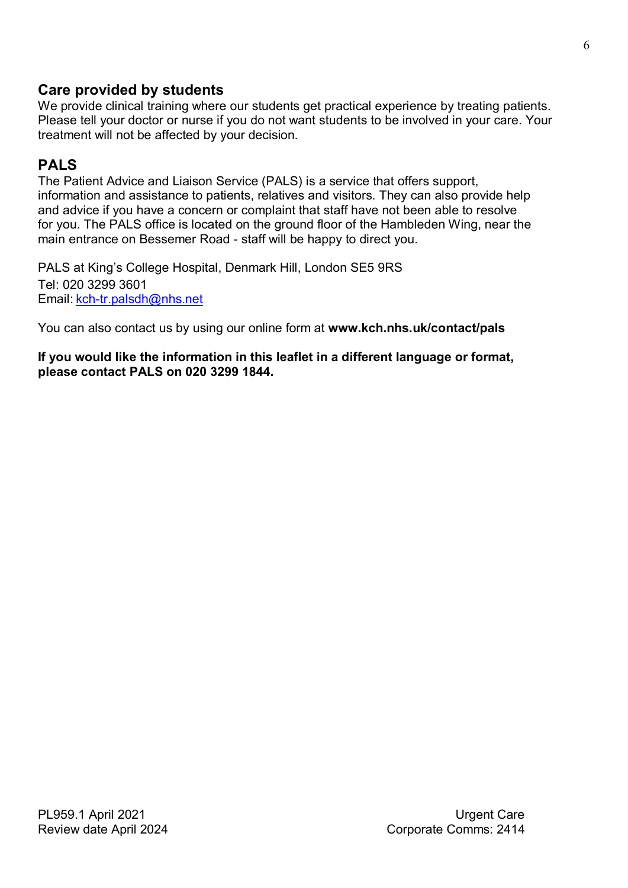## Care provided by students

We provide clinical training where our students get practical experience by treating patients. Please tell your doctor or nurse if you do not want students to be involved in your care. Your treatment will not be affected by your decision.

## PALS

The Patient Advice and Liaison Service (PALS) is a service that offers support, information and assistance to patients, relatives and visitors. They can also provide help and advice if you have a concern or complaint that staff have not been able to resolve for you. The PALS office is located on the ground floor of the Hambleden Wing, near the main entrance on Bessemer Road - staff will be happy to direct you.

PALS at King's College Hospital, Denmark Hill, London SE5 9RS
Tel: 020 3299 3601
Email: kch-tr.palsdh@nhs.net

You can also contact us by using our online form at **www.kch.nhs.uk/contact/pals**

**If you would like the information in this leaflet in a different language or format, please contact PALS on 020 3299 1844.**

PL959.1 April 2021
Review date April 2024

Urgent Care
Corporate Comms: 2414